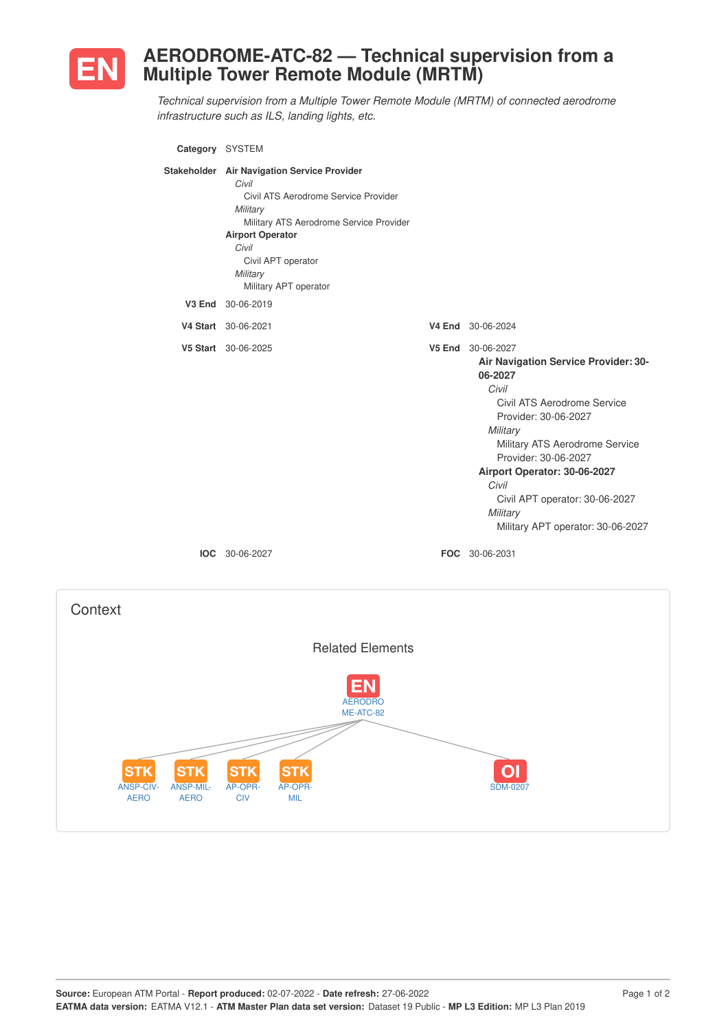# EN AERODROME-ATC-82 — Technical supervision from a Multiple Tower Remote Module (MRTM)

*Technical supervision from a Multiple Tower Remote Module (MRTM) of connected aerodrome infrastructure such as ILS, landing lights, etc.*

**Category** SYSTEM

**Stakeholder**
**Air Navigation Service Provider**
- *Civil*
  - Civil ATS Aerodrome Service Provider
- *Military*
  - Military ATS Aerodrome Service Provider

**Airport Operator**
- *Civil*
  - Civil APT operator
- *Military*
  - Military APT operator

**V3 End** 30-06-2019

**V4 Start** 30-06-2021

**V4 End** 30-06-2024

**V5 Start** 30-06-2025

**V5 End** 30-06-2027

**Air Navigation Service Provider: 30-06-2027**
- *Civil*
  - Civil ATS Aerodrome Service Provider: 30-06-2027
- *Military*
  - Military ATS Aerodrome Service Provider: 30-06-2027

**Airport Operator: 30-06-2027**
- *Civil*
  - Civil APT operator: 30-06-2027
- *Military*
  - Military APT operator: 30-06-2027

**IOC** 30-06-2027

**FOC** 30-06-2031

## Context

### Related Elements

EN AERODROME-ATC-82

- STK ANSP-CIV-AERO
- STK ANSP-MIL-AERO
- STK AP-OPR-CIV
- STK AP-OPR-MIL
- OI SDM-0207

**Source:** European ATM Portal - **Report produced:** 02-07-2022 - **Date refresh:** 27-06-2022
**EATMA data version:** EATMA V12.1 - **ATM Master Plan data set version:** Dataset 19 Public - **MP L3 Edition:** MP L3 Plan 2019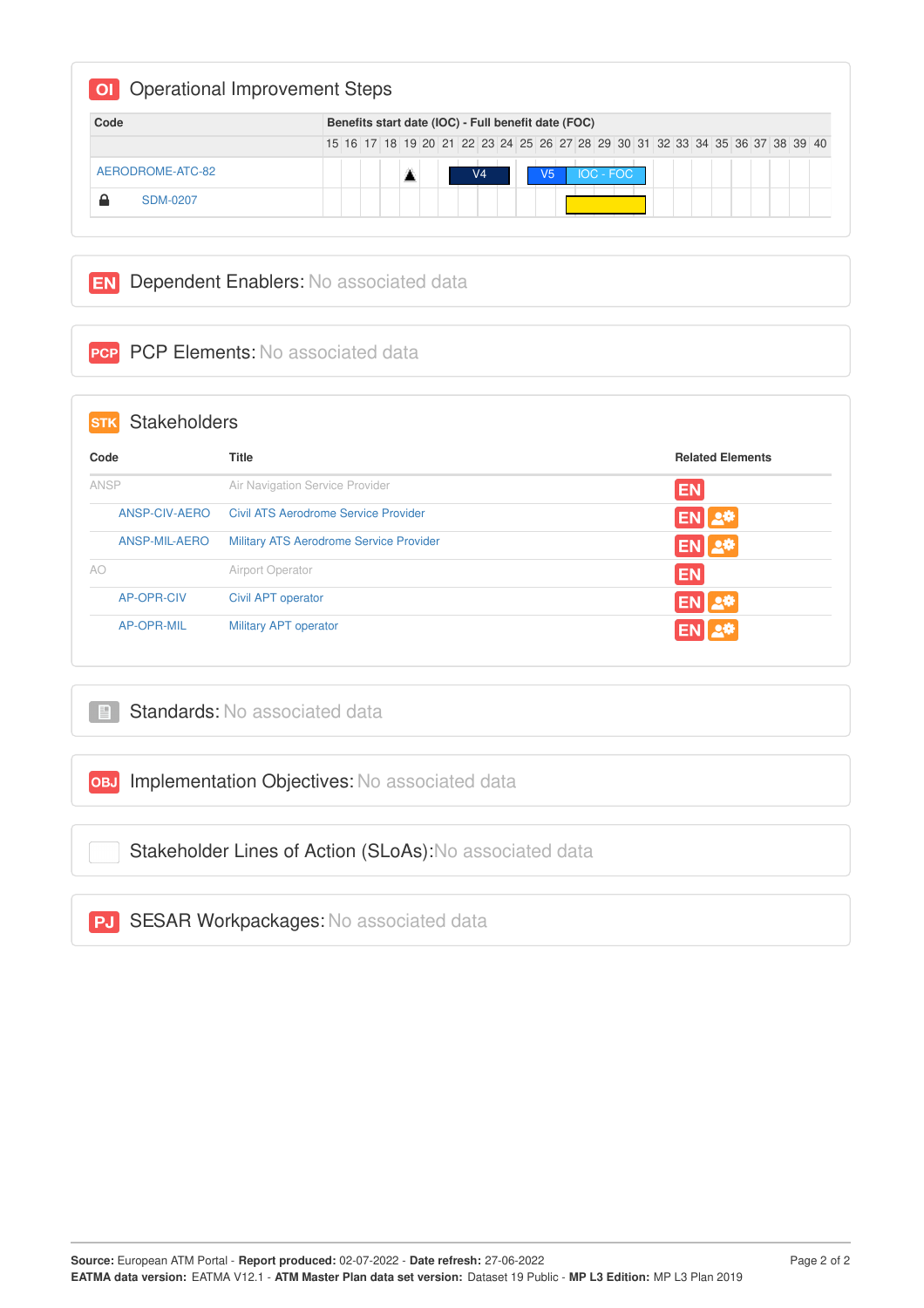## OI Operational Improvement Steps

| Code | Benefits start date (IOC) - Full benefit date (FOC) |
|---|---|
| | 15 16 17 18 19 20 21 22 23 24 25 26 27 28 29 30 31 32 33 34 35 36 37 38 39 40 |
| AERODROME-ATC-82 | V4 V5 IOC - FOC |
| SDM-0207 | |

## EN Dependent Enablers: No associated data

## PCP PCP Elements: No associated data

## STK Stakeholders

| Code | Title | Related Elements |
|---|---|---|
| ANSP | Air Navigation Service Provider | EN |
| ANSP-CIV-AERO | Civil ATS Aerodrome Service Provider | EN |
| ANSP-MIL-AERO | Military ATS Aerodrome Service Provider | EN |
| AO | Airport Operator | EN |
| AP-OPR-CIV | Civil APT operator | EN |
| AP-OPR-MIL | Military APT operator | EN |

## Standards: No associated data

## OBJ Implementation Objectives: No associated data

## Stakeholder Lines of Action (SLoAs): No associated data

## PJ SESAR Workpackages: No associated data

**Source:** European ATM Portal - **Report produced:** 02-07-2022 - **Date refresh:** 27-06-2022
**EATMA data version:** EATMA V12.1 - **ATM Master Plan data set version:** Dataset 19 Public - **MP L3 Edition:** MP L3 Plan 2019